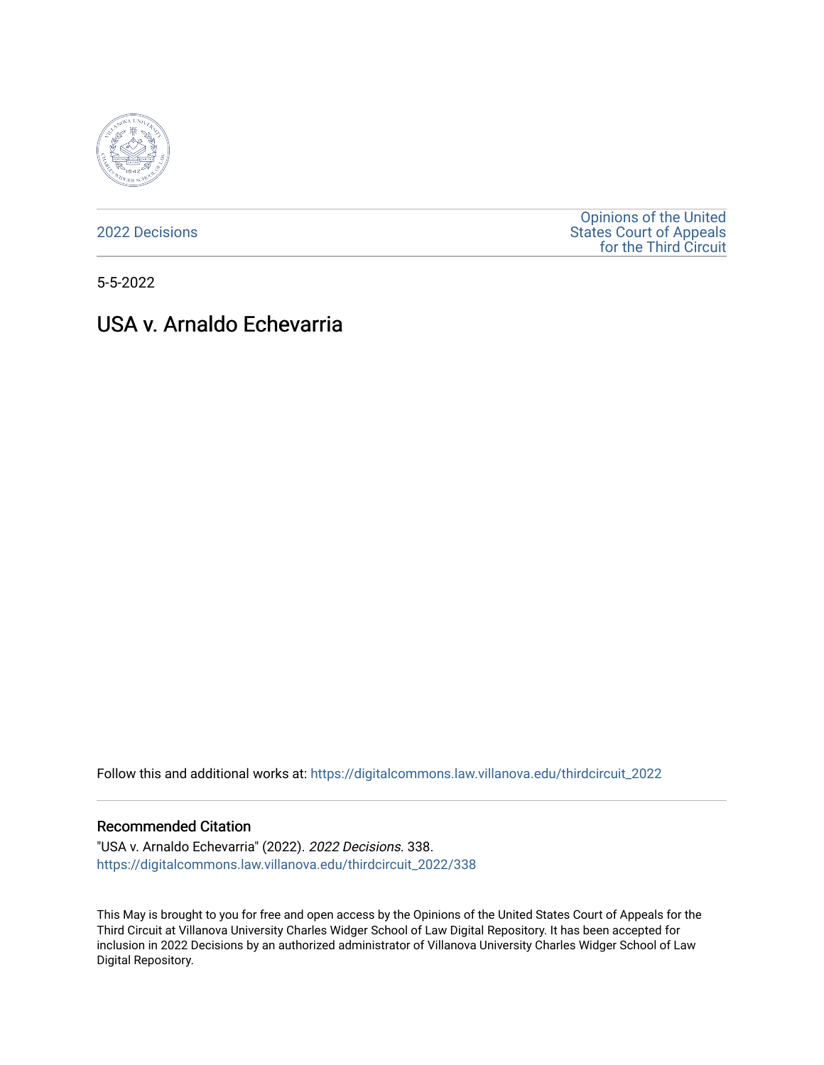2022 Decisions

Opinions of the United States Court of Appeals for the Third Circuit

5-5-2022

# USA v. Arnaldo Echevarria

Follow this and additional works at: https://digitalcommons.law.villanova.edu/thirdcircuit_2022

### Recommended Citation

"USA v. Arnaldo Echevarria" (2022). *2022 Decisions*. 338.
https://digitalcommons.law.villanova.edu/thirdcircuit_2022/338

This May is brought to you for free and open access by the Opinions of the United States Court of Appeals for the Third Circuit at Villanova University Charles Widger School of Law Digital Repository. It has been accepted for inclusion in 2022 Decisions by an authorized administrator of Villanova University Charles Widger School of Law Digital Repository.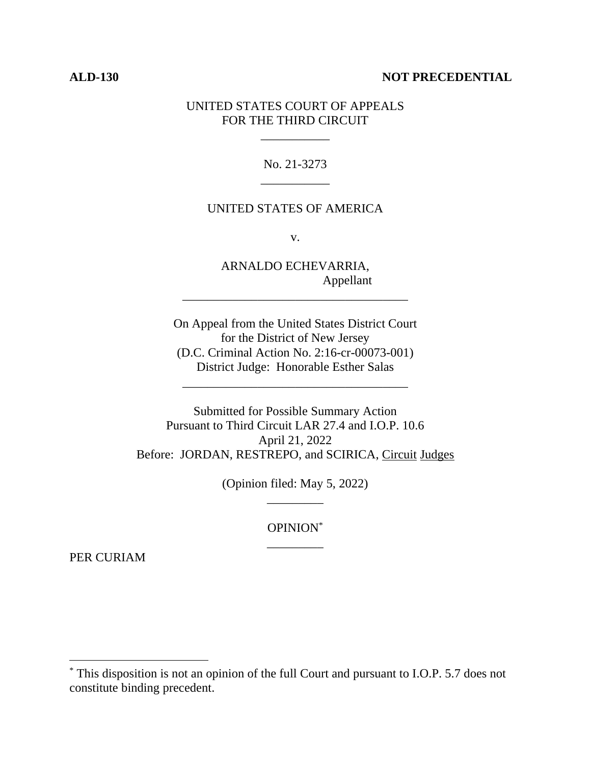**ALD-130** **NOT PRECEDENTIAL**

UNITED STATES COURT OF APPEALS
FOR THE THIRD CIRCUIT

\_\_\_\_\_\_\_\_\_\_\_

No. 21-3273

\_\_\_\_\_\_\_\_\_\_\_

UNITED STATES OF AMERICA

v.

ARNALDO ECHEVARRIA,
Appellant

\_\_\_\_\_\_\_\_\_\_\_\_\_\_\_\_\_\_\_\_\_\_\_\_\_\_\_\_\_\_\_\_\_\_\_\_

On Appeal from the United States District Court
for the District of New Jersey
(D.C. Criminal Action No. 2:16-cr-00073-001)
District Judge: Honorable Esther Salas

\_\_\_\_\_\_\_\_\_\_\_\_\_\_\_\_\_\_\_\_\_\_\_\_\_\_\_\_\_\_\_\_\_\_\_\_

Submitted for Possible Summary Action
Pursuant to Third Circuit LAR 27.4 and I.O.P. 10.6
April 21, 2022
Before: JORDAN, RESTREPO, and SCIRICA, Circuit Judges

(Opinion filed: May 5, 2022)

\_\_\_\_\_\_\_\_\_

OPINION*

\_\_\_\_\_\_\_\_\_

PER CURIAM

---

* This disposition is not an opinion of the full Court and pursuant to I.O.P. 5.7 does not constitute binding precedent.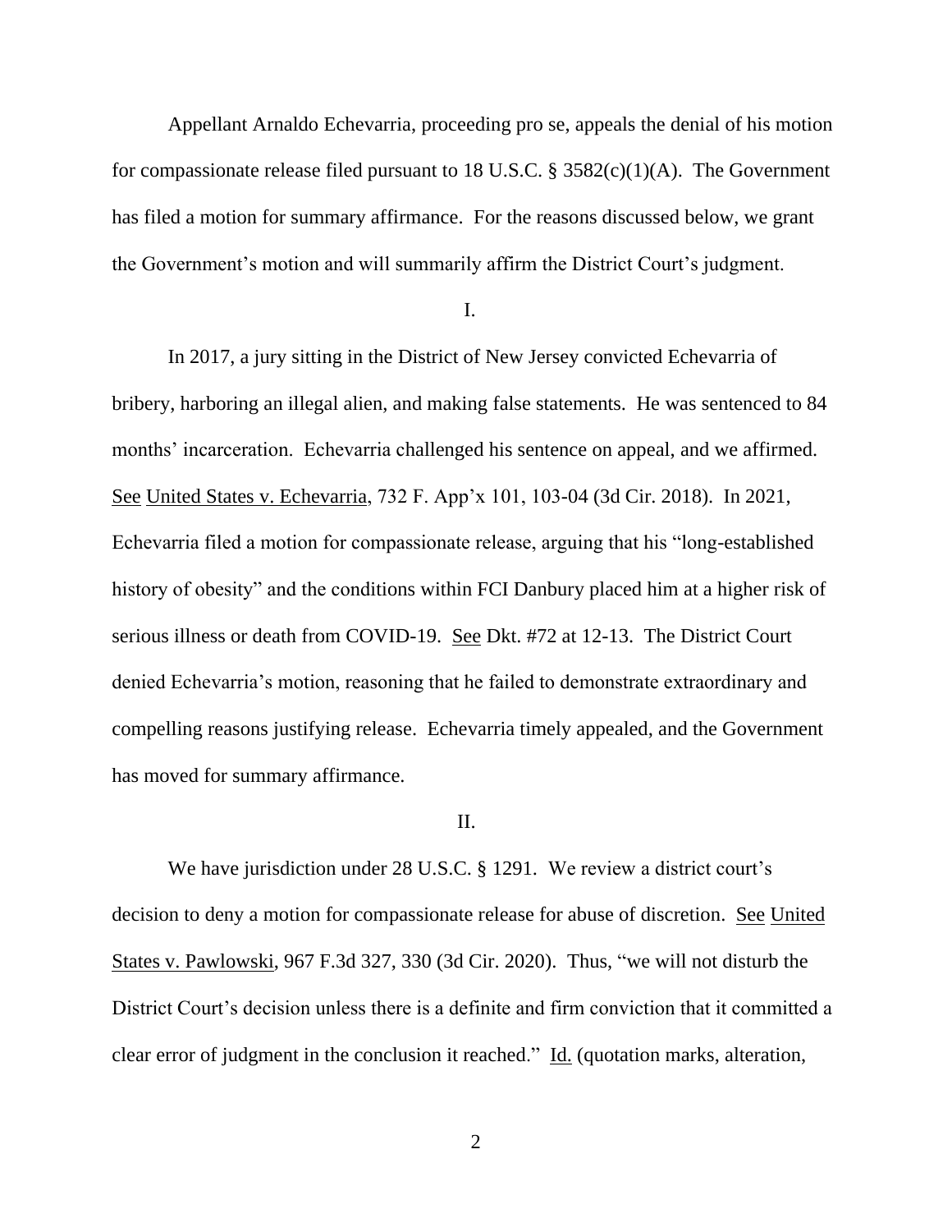Appellant Arnaldo Echevarria, proceeding pro se, appeals the denial of his motion for compassionate release filed pursuant to 18 U.S.C. § 3582(c)(1)(A). The Government has filed a motion for summary affirmance. For the reasons discussed below, we grant the Government's motion and will summarily affirm the District Court's judgment.

I.

In 2017, a jury sitting in the District of New Jersey convicted Echevarria of bribery, harboring an illegal alien, and making false statements. He was sentenced to 84 months' incarceration. Echevarria challenged his sentence on appeal, and we affirmed. See United States v. Echevarria, 732 F. App'x 101, 103-04 (3d Cir. 2018). In 2021, Echevarria filed a motion for compassionate release, arguing that his "long-established history of obesity" and the conditions within FCI Danbury placed him at a higher risk of serious illness or death from COVID-19. See Dkt. #72 at 12-13. The District Court denied Echevarria's motion, reasoning that he failed to demonstrate extraordinary and compelling reasons justifying release. Echevarria timely appealed, and the Government has moved for summary affirmance.

II.

We have jurisdiction under 28 U.S.C. § 1291. We review a district court's decision to deny a motion for compassionate release for abuse of discretion. See United States v. Pawlowski, 967 F.3d 327, 330 (3d Cir. 2020). Thus, "we will not disturb the District Court's decision unless there is a definite and firm conviction that it committed a clear error of judgment in the conclusion it reached." Id. (quotation marks, alteration,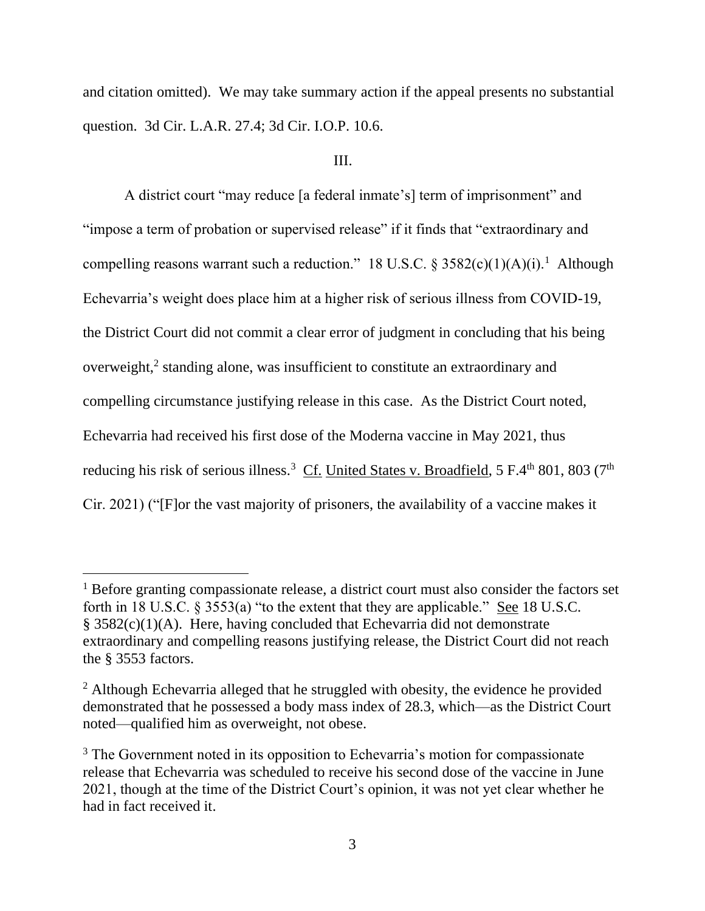and citation omitted). We may take summary action if the appeal presents no substantial question. 3d Cir. L.A.R. 27.4; 3d Cir. I.O.P. 10.6.

III.

A district court "may reduce [a federal inmate's] term of imprisonment" and "impose a term of probation or supervised release" if it finds that "extraordinary and compelling reasons warrant such a reduction." 18 U.S.C. § 3582(c)(1)(A)(i).[1] Although Echevarria's weight does place him at a higher risk of serious illness from COVID-19, the District Court did not commit a clear error of judgment in concluding that his being overweight,[2] standing alone, was insufficient to constitute an extraordinary and compelling circumstance justifying release in this case. As the District Court noted, Echevarria had received his first dose of the Moderna vaccine in May 2021, thus reducing his risk of serious illness.[3] Cf. United States v. Broadfield, 5 F.4th 801, 803 (7th Cir. 2021) ("[F]or the vast majority of prisoners, the availability of a vaccine makes it

---

[1] Before granting compassionate release, a district court must also consider the factors set forth in 18 U.S.C. § 3553(a) "to the extent that they are applicable." See 18 U.S.C. § 3582(c)(1)(A). Here, having concluded that Echevarria did not demonstrate extraordinary and compelling reasons justifying release, the District Court did not reach the § 3553 factors.

[2] Although Echevarria alleged that he struggled with obesity, the evidence he provided demonstrated that he possessed a body mass index of 28.3, which—as the District Court noted—qualified him as overweight, not obese.

[3] The Government noted in its opposition to Echevarria's motion for compassionate release that Echevarria was scheduled to receive his second dose of the vaccine in June 2021, though at the time of the District Court's opinion, it was not yet clear whether he had in fact received it.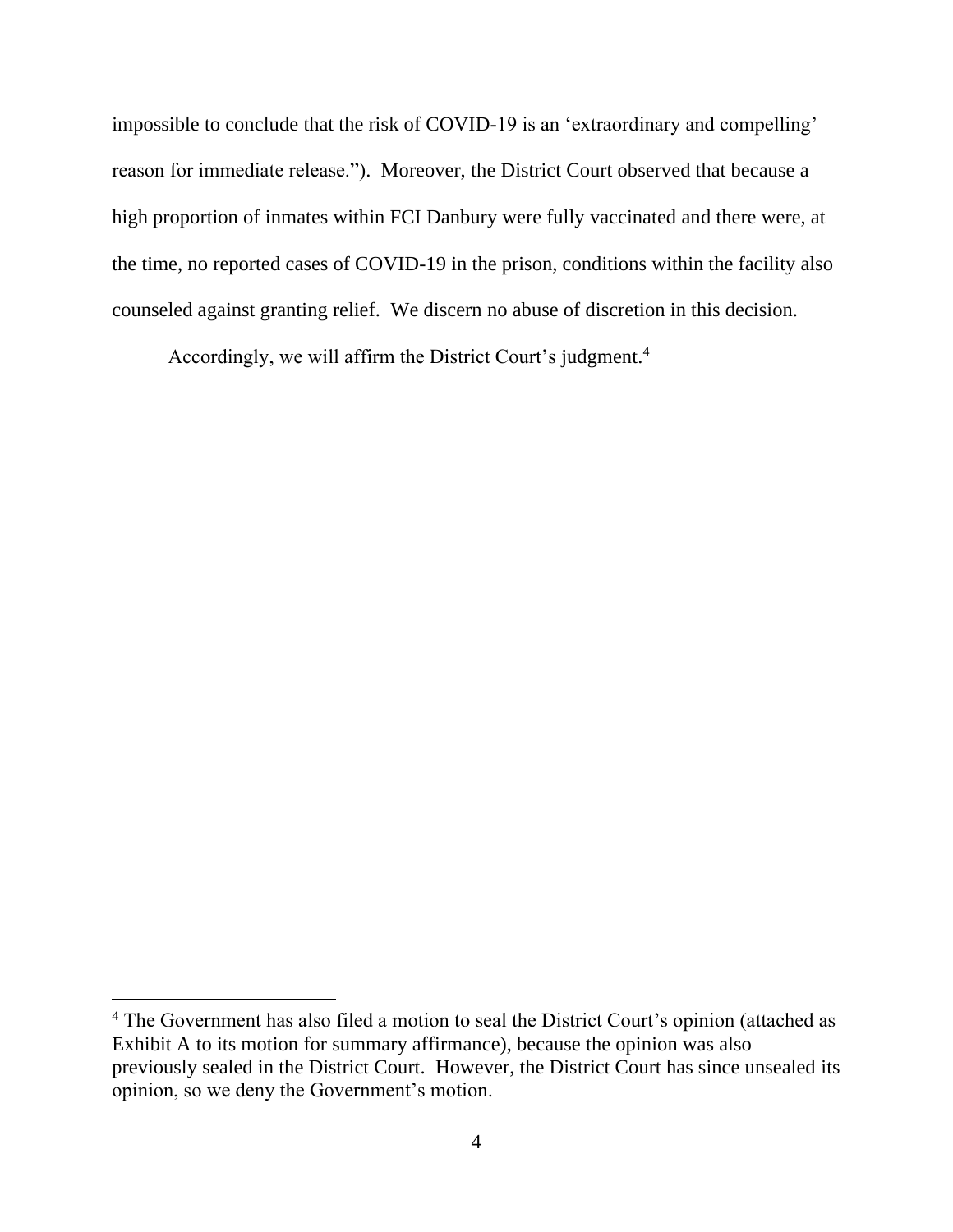impossible to conclude that the risk of COVID-19 is an 'extraordinary and compelling' reason for immediate release."). Moreover, the District Court observed that because a high proportion of inmates within FCI Danbury were fully vaccinated and there were, at the time, no reported cases of COVID-19 in the prison, conditions within the facility also counseled against granting relief. We discern no abuse of discretion in this decision.

Accordingly, we will affirm the District Court's judgment.[4]

---

[4] The Government has also filed a motion to seal the District Court's opinion (attached as Exhibit A to its motion for summary affirmance), because the opinion was also previously sealed in the District Court. However, the District Court has since unsealed its opinion, so we deny the Government's motion.